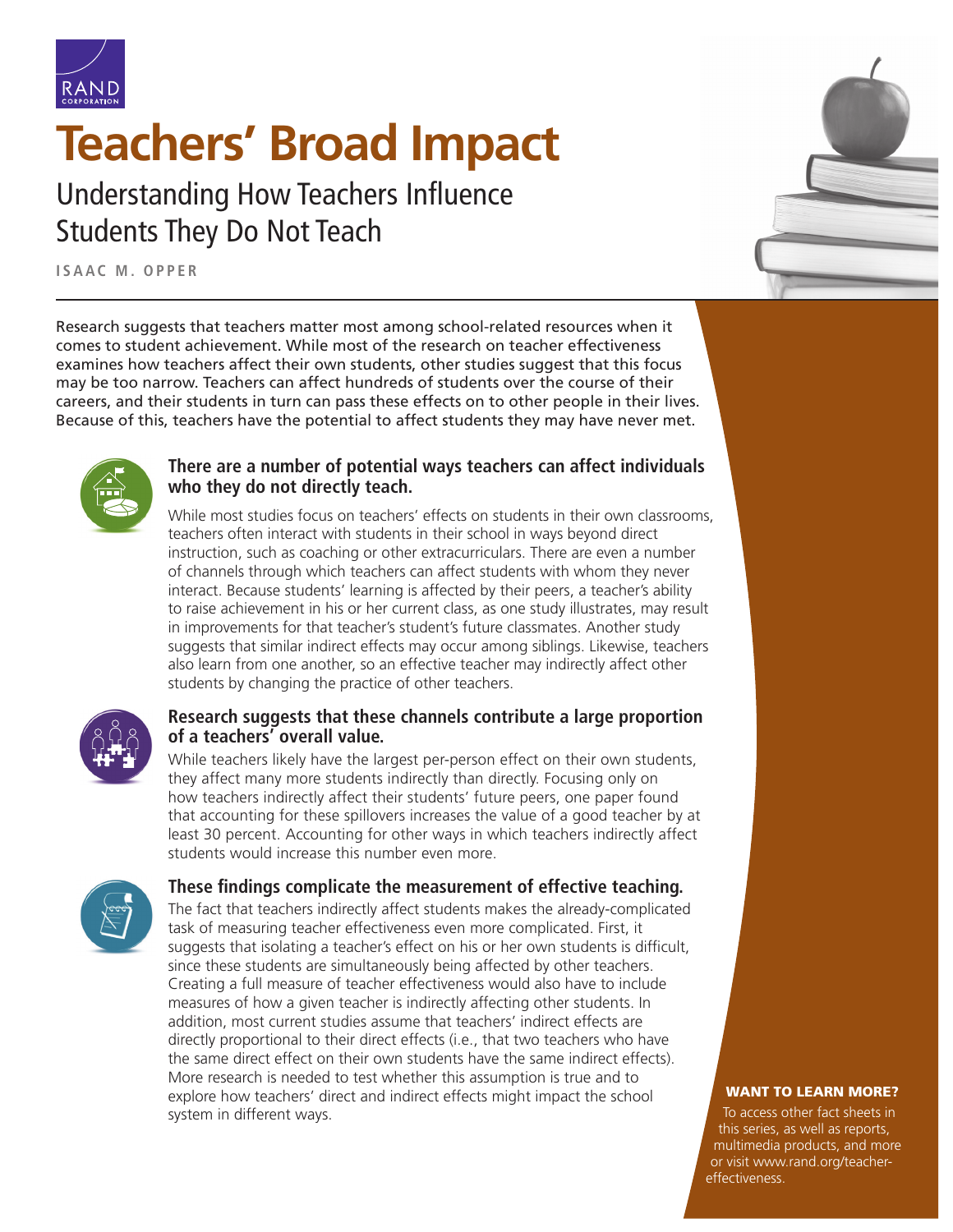RAND CORPORATION

# Teachers' Broad Impact

## Understanding How Teachers Influence Students They Do Not Teach

**ISAAC M. OPPER**

Research suggests that teachers matter most among school-related resources when it comes to student achievement. While most of the research on teacher effectiveness examines how teachers affect their own students, other studies suggest that this focus may be too narrow. Teachers can affect hundreds of students over the course of their careers, and their students in turn can pass these effects on to other people in their lives. Because of this, teachers have the potential to affect students they may have never met.

### There are a number of potential ways teachers can affect individuals who they do not directly teach.

While most studies focus on teachers' effects on students in their own classrooms, teachers often interact with students in their school in ways beyond direct instruction, such as coaching or other extracurriculars. There are even a number of channels through which teachers can affect students with whom they never interact. Because students' learning is affected by their peers, a teacher's ability to raise achievement in his or her current class, as one study illustrates, may result in improvements for that teacher's student's future classmates. Another study suggests that similar indirect effects may occur among siblings. Likewise, teachers also learn from one another, so an effective teacher may indirectly affect other students by changing the practice of other teachers.

### Research suggests that these channels contribute a large proportion of a teachers' overall value.

While teachers likely have the largest per-person effect on their own students, they affect many more students indirectly than directly. Focusing only on how teachers indirectly affect their students' future peers, one paper found that accounting for these spillovers increases the value of a good teacher by at least 30 percent. Accounting for other ways in which teachers indirectly affect students would increase this number even more.

### These findings complicate the measurement of effective teaching.

The fact that teachers indirectly affect students makes the already-complicated task of measuring teacher effectiveness even more complicated. First, it suggests that isolating a teacher's effect on his or her own students is difficult, since these students are simultaneously being affected by other teachers. Creating a full measure of teacher effectiveness would also have to include measures of how a given teacher is indirectly affecting other students. In addition, most current studies assume that teachers' indirect effects are directly proportional to their direct effects (i.e., that two teachers who have the same direct effect on their own students have the same indirect effects). More research is needed to test whether this assumption is true and to explore how teachers' direct and indirect effects might impact the school system in different ways.

**WANT TO LEARN MORE?**

To access other fact sheets in this series, as well as reports, multimedia products, and more or visit www.rand.org/teacher-effectiveness.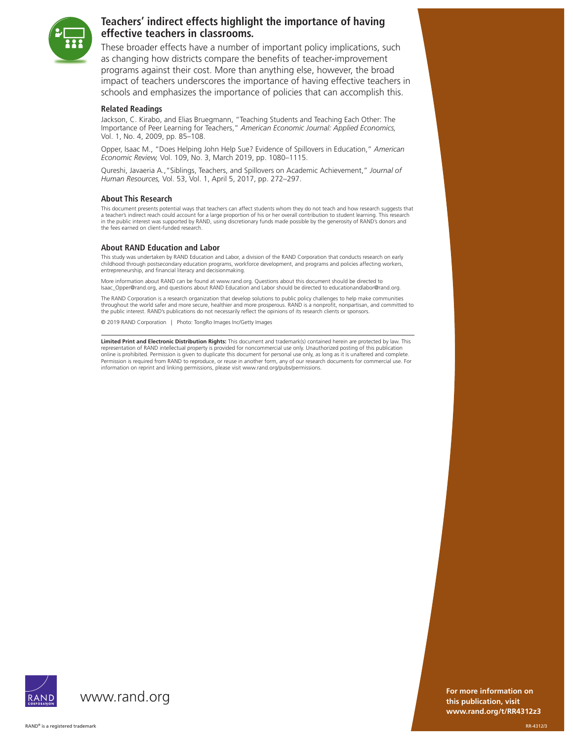## Teachers' indirect effects highlight the importance of having effective teachers in classrooms.

These broader effects have a number of important policy implications, such as changing how districts compare the benefits of teacher-improvement programs against their cost. More than anything else, however, the broad impact of teachers underscores the importance of having effective teachers in schools and emphasizes the importance of policies that can accomplish this.

### Related Readings

Jackson, C. Kirabo, and Elias Bruegmann, "Teaching Students and Teaching Each Other: The Importance of Peer Learning for Teachers," *American Economic Journal: Applied Economics,* Vol. 1, No. 4, 2009, pp. 85–108.

Opper, Isaac M., "Does Helping John Help Sue? Evidence of Spillovers in Education," *American Economic Review,* Vol. 109, No. 3, March 2019, pp. 1080–1115.

Qureshi, Javaeria A.,"Siblings, Teachers, and Spillovers on Academic Achievement," *Journal of Human Resources,* Vol. 53, Vol. 1, April 5, 2017, pp. 272–297.

### About This Research

This document presents potential ways that teachers can affect students whom they do not teach and how research suggests that a teacher's indirect reach could account for a large proportion of his or her overall contribution to student learning. This research in the public interest was supported by RAND, using discretionary funds made possible by the generosity of RAND's donors and the fees earned on client-funded research.

### About RAND Education and Labor

This study was undertaken by RAND Education and Labor, a division of the RAND Corporation that conducts research on early childhood through postsecondary education programs, workforce development, and programs and policies affecting workers, entrepreneurship, and financial literacy and decisionmaking.

More information about RAND can be found at www.rand.org. Questions about this document should be directed to Isaac_Opper@rand.org, and questions about RAND Education and Labor should be directed to educationandlabor@rand.org.

The RAND Corporation is a research organization that develop solutions to public policy challenges to help make communities throughout the world safer and more secure, healthier and more prosperous. RAND is a nonprofit, nonpartisan, and committed to the public interest. RAND's publications do not necessarily reflect the opinions of its research clients or sponsors.

© 2019 RAND Corporation | Photo: TongRo Images Inc/Getty Images

---

**Limited Print and Electronic Distribution Rights:** This document and trademark(s) contained herein are protected by law. This representation of RAND intellectual property is provided for noncommercial use only. Unauthorized posting of this publication online is prohibited. Permission is given to duplicate this document for personal use only, as long as it is unaltered and complete. Permission is required from RAND to reproduce, or reuse in another form, any of our research documents for commercial use. For information on reprint and linking permissions, please visit www.rand.org/pubs/permissions.

www.rand.org

**For more information on this publication, visit www.rand.org/t/RR4312z3**

RAND® is a registered trademark

RR-4312/3